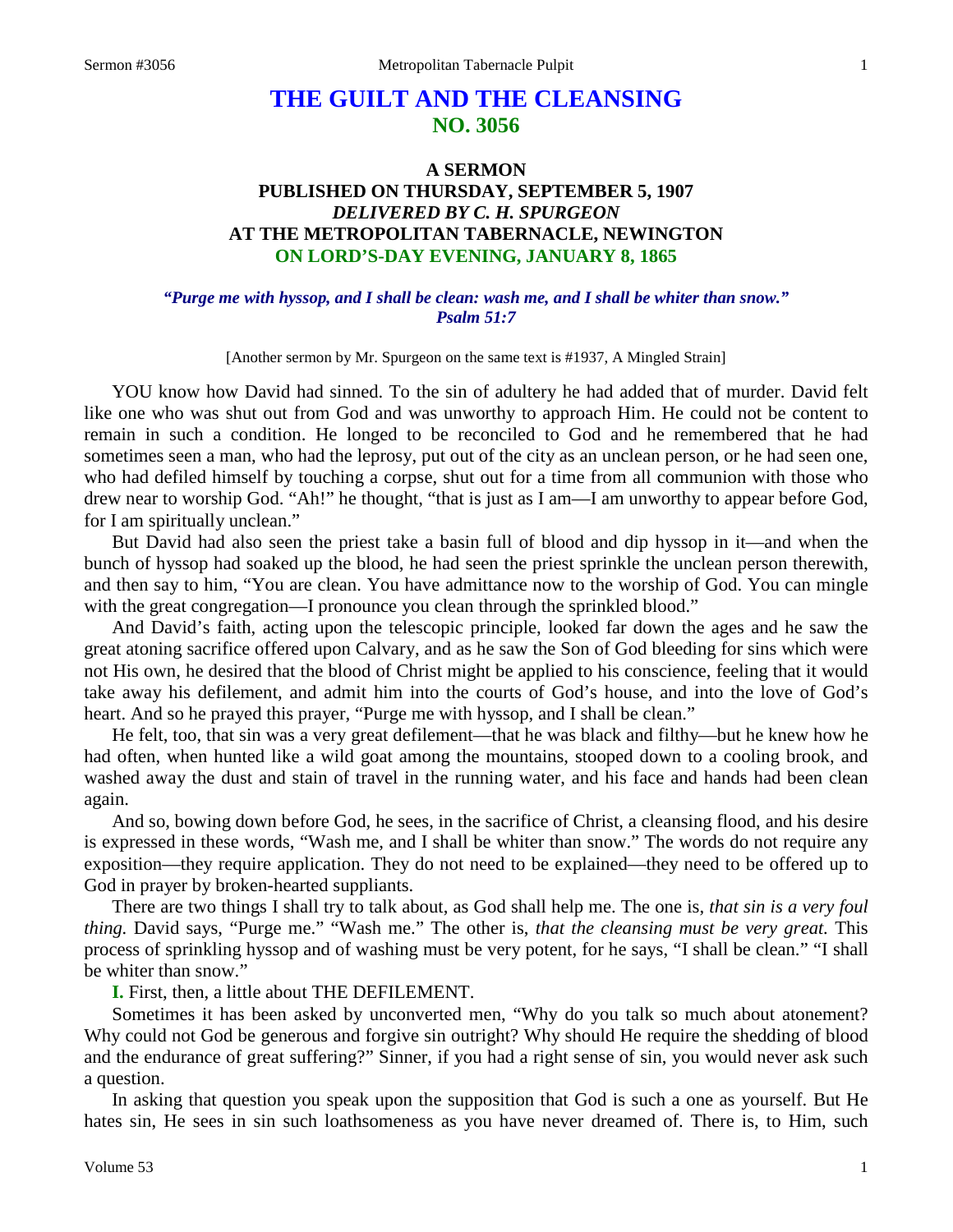# THE GUILT AND THE CLEANSING
## NO. 3056

### A SERMON
### PUBLISHED ON THURSDAY, SEPTEMBER 5, 1907
### *DELIVERED BY C. H. SPURGEON*
### AT THE METROPOLITAN TABERNACLE, NEWINGTON
### ON LORD'S-DAY EVENING, JANUARY 8, 1865

***"Purge me with hyssop, and I shall be clean: wash me, and I shall be whiter than snow." Psalm 51:7***

[Another sermon by Mr. Spurgeon on the same text is #1937, A Mingled Strain]

YOU know how David had sinned. To the sin of adultery he had added that of murder. David felt like one who was shut out from God and was unworthy to approach Him. He could not be content to remain in such a condition. He longed to be reconciled to God and he remembered that he had sometimes seen a man, who had the leprosy, put out of the city as an unclean person, or he had seen one, who had defiled himself by touching a corpse, shut out for a time from all communion with those who drew near to worship God. "Ah!" he thought, "that is just as I am—I am unworthy to appear before God, for I am spiritually unclean."

But David had also seen the priest take a basin full of blood and dip hyssop in it—and when the bunch of hyssop had soaked up the blood, he had seen the priest sprinkle the unclean person therewith, and then say to him, "You are clean. You have admittance now to the worship of God. You can mingle with the great congregation—I pronounce you clean through the sprinkled blood."

And David's faith, acting upon the telescopic principle, looked far down the ages and he saw the great atoning sacrifice offered upon Calvary, and as he saw the Son of God bleeding for sins which were not His own, he desired that the blood of Christ might be applied to his conscience, feeling that it would take away his defilement, and admit him into the courts of God's house, and into the love of God's heart. And so he prayed this prayer, "Purge me with hyssop, and I shall be clean."

He felt, too, that sin was a very great defilement—that he was black and filthy—but he knew how he had often, when hunted like a wild goat among the mountains, stooped down to a cooling brook, and washed away the dust and stain of travel in the running water, and his face and hands had been clean again.

And so, bowing down before God, he sees, in the sacrifice of Christ, a cleansing flood, and his desire is expressed in these words, "Wash me, and I shall be whiter than snow." The words do not require any exposition—they require application. They do not need to be explained—they need to be offered up to God in prayer by broken-hearted suppliants.

There are two things I shall try to talk about, as God shall help me. The one is, *that sin is a very foul thing.* David says, "Purge me." "Wash me." The other is, *that the cleansing must be very great.* This process of sprinkling hyssop and of washing must be very potent, for he says, "I shall be clean." "I shall be whiter than snow."

**I.** First, then, a little about THE DEFILEMENT.

Sometimes it has been asked by unconverted men, "Why do you talk so much about atonement? Why could not God be generous and forgive sin outright? Why should He require the shedding of blood and the endurance of great suffering?" Sinner, if you had a right sense of sin, you would never ask such a question.

In asking that question you speak upon the supposition that God is such a one as yourself. But He hates sin, He sees in sin such loathsomeness as you have never dreamed of. There is, to Him, such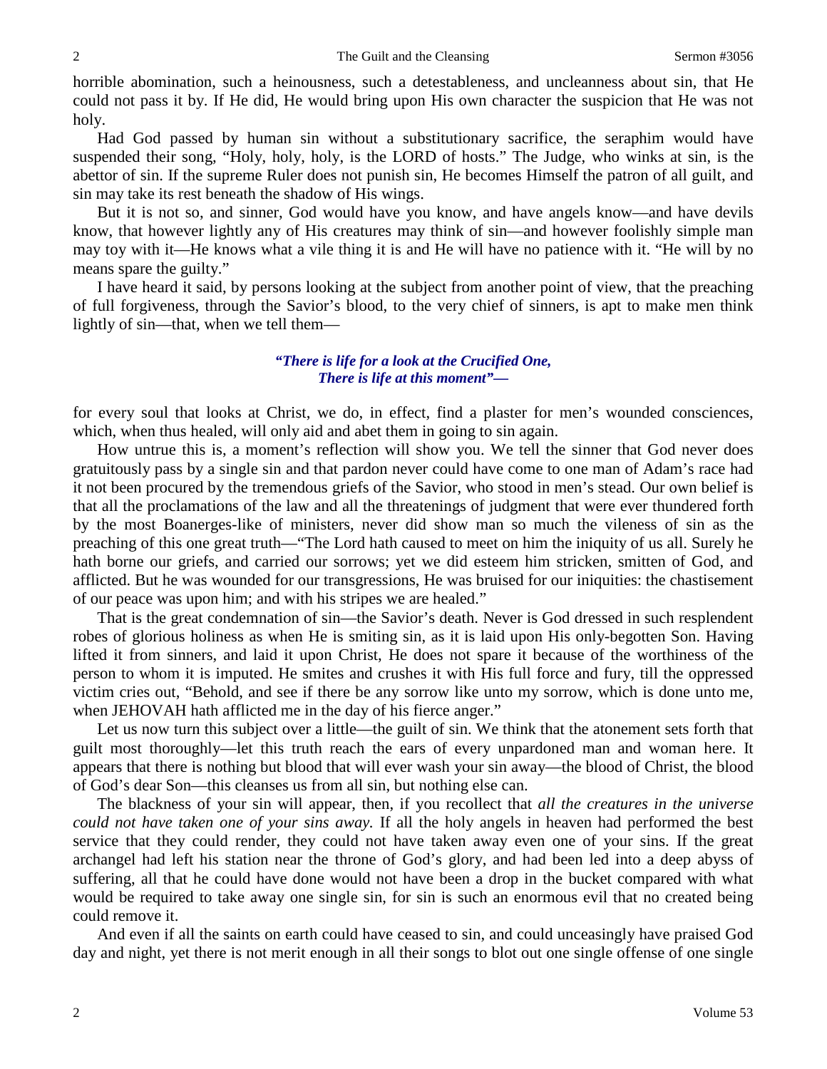horrible abomination, such a heinousness, such a detestableness, and uncleanness about sin, that He could not pass it by. If He did, He would bring upon His own character the suspicion that He was not holy.

Had God passed by human sin without a substitutionary sacrifice, the seraphim would have suspended their song, "Holy, holy, holy, is the LORD of hosts." The Judge, who winks at sin, is the abettor of sin. If the supreme Ruler does not punish sin, He becomes Himself the patron of all guilt, and sin may take its rest beneath the shadow of His wings.

But it is not so, and sinner, God would have you know, and have angels know—and have devils know, that however lightly any of His creatures may think of sin—and however foolishly simple man may toy with it—He knows what a vile thing it is and He will have no patience with it. "He will by no means spare the guilty."

I have heard it said, by persons looking at the subject from another point of view, that the preaching of full forgiveness, through the Savior's blood, to the very chief of sinners, is apt to make men think lightly of sin—that, when we tell them—

*"There is life for a look at the Crucified One,*
*There is life at this moment"—*

for every soul that looks at Christ, we do, in effect, find a plaster for men's wounded consciences, which, when thus healed, will only aid and abet them in going to sin again.

How untrue this is, a moment's reflection will show you. We tell the sinner that God never does gratuitously pass by a single sin and that pardon never could have come to one man of Adam's race had it not been procured by the tremendous griefs of the Savior, who stood in men's stead. Our own belief is that all the proclamations of the law and all the threatenings of judgment that were ever thundered forth by the most Boanerges-like of ministers, never did show man so much the vileness of sin as the preaching of this one great truth—"The Lord hath caused to meet on him the iniquity of us all. Surely he hath borne our griefs, and carried our sorrows; yet we did esteem him stricken, smitten of God, and afflicted. But he was wounded for our transgressions, He was bruised for our iniquities: the chastisement of our peace was upon him; and with his stripes we are healed."

That is the great condemnation of sin—the Savior's death. Never is God dressed in such resplendent robes of glorious holiness as when He is smiting sin, as it is laid upon His only-begotten Son. Having lifted it from sinners, and laid it upon Christ, He does not spare it because of the worthiness of the person to whom it is imputed. He smites and crushes it with His full force and fury, till the oppressed victim cries out, "Behold, and see if there be any sorrow like unto my sorrow, which is done unto me, when JEHOVAH hath afflicted me in the day of his fierce anger."

Let us now turn this subject over a little—the guilt of sin. We think that the atonement sets forth that guilt most thoroughly—let this truth reach the ears of every unpardoned man and woman here. It appears that there is nothing but blood that will ever wash your sin away—the blood of Christ, the blood of God's dear Son—this cleanses us from all sin, but nothing else can.

The blackness of your sin will appear, then, if you recollect that *all the creatures in the universe could not have taken one of your sins away.* If all the holy angels in heaven had performed the best service that they could render, they could not have taken away even one of your sins. If the great archangel had left his station near the throne of God's glory, and had been led into a deep abyss of suffering, all that he could have done would not have been a drop in the bucket compared with what would be required to take away one single sin, for sin is such an enormous evil that no created being could remove it.

And even if all the saints on earth could have ceased to sin, and could unceasingly have praised God day and night, yet there is not merit enough in all their songs to blot out one single offense of one single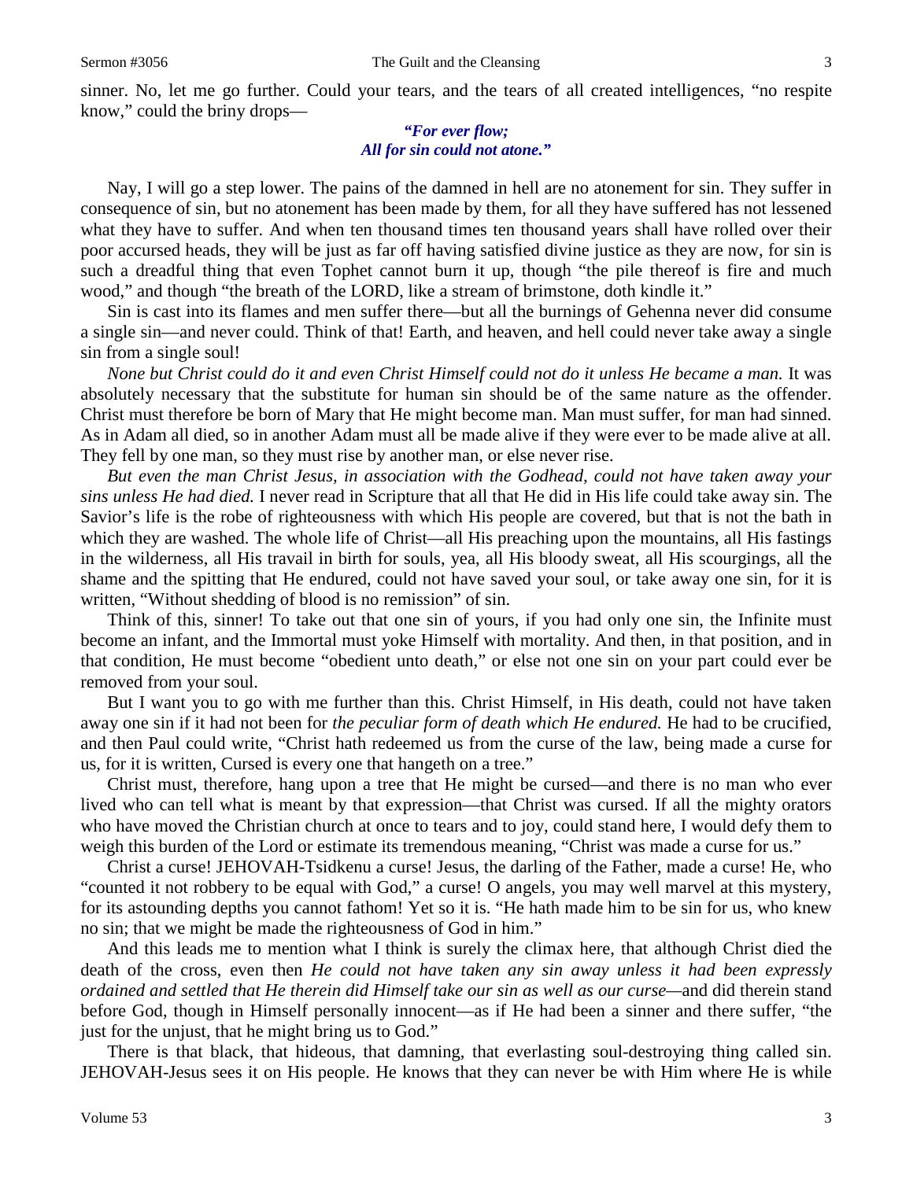sinner. No, let me go further. Could your tears, and the tears of all created intelligences, "no respite know," could the briny drops—

> *"For ever flow;*
> *All for sin could not atone."*

Nay, I will go a step lower. The pains of the damned in hell are no atonement for sin. They suffer in consequence of sin, but no atonement has been made by them, for all they have suffered has not lessened what they have to suffer. And when ten thousand times ten thousand years shall have rolled over their poor accursed heads, they will be just as far off having satisfied divine justice as they are now, for sin is such a dreadful thing that even Tophet cannot burn it up, though "the pile thereof is fire and much wood," and though "the breath of the LORD, like a stream of brimstone, doth kindle it."

Sin is cast into its flames and men suffer there—but all the burnings of Gehenna never did consume a single sin—and never could. Think of that! Earth, and heaven, and hell could never take away a single sin from a single soul!

*None but Christ could do it and even Christ Himself could not do it unless He became a man.* It was absolutely necessary that the substitute for human sin should be of the same nature as the offender. Christ must therefore be born of Mary that He might become man. Man must suffer, for man had sinned. As in Adam all died, so in another Adam must all be made alive if they were ever to be made alive at all. They fell by one man, so they must rise by another man, or else never rise.

*But even the man Christ Jesus, in association with the Godhead, could not have taken away your sins unless He had died.* I never read in Scripture that all that He did in His life could take away sin. The Savior's life is the robe of righteousness with which His people are covered, but that is not the bath in which they are washed. The whole life of Christ—all His preaching upon the mountains, all His fastings in the wilderness, all His travail in birth for souls, yea, all His bloody sweat, all His scourgings, all the shame and the spitting that He endured, could not have saved your soul, or take away one sin, for it is written, "Without shedding of blood is no remission" of sin.

Think of this, sinner! To take out that one sin of yours, if you had only one sin, the Infinite must become an infant, and the Immortal must yoke Himself with mortality. And then, in that position, and in that condition, He must become "obedient unto death," or else not one sin on your part could ever be removed from your soul.

But I want you to go with me further than this. Christ Himself, in His death, could not have taken away one sin if it had not been for *the peculiar form of death which He endured.* He had to be crucified, and then Paul could write, "Christ hath redeemed us from the curse of the law, being made a curse for us, for it is written, Cursed is every one that hangeth on a tree."

Christ must, therefore, hang upon a tree that He might be cursed—and there is no man who ever lived who can tell what is meant by that expression—that Christ was cursed. If all the mighty orators who have moved the Christian church at once to tears and to joy, could stand here, I would defy them to weigh this burden of the Lord or estimate its tremendous meaning, "Christ was made a curse for us."

Christ a curse! JEHOVAH-Tsidkenu a curse! Jesus, the darling of the Father, made a curse! He, who "counted it not robbery to be equal with God," a curse! O angels, you may well marvel at this mystery, for its astounding depths you cannot fathom! Yet so it is. "He hath made him to be sin for us, who knew no sin; that we might be made the righteousness of God in him."

And this leads me to mention what I think is surely the climax here, that although Christ died the death of the cross, even then *He could not have taken any sin away unless it had been expressly ordained and settled that He therein did Himself take our sin as well as our curse*—and did therein stand before God, though in Himself personally innocent—as if He had been a sinner and there suffer, "the just for the unjust, that he might bring us to God."

There is that black, that hideous, that damning, that everlasting soul-destroying thing called sin. JEHOVAH-Jesus sees it on His people. He knows that they can never be with Him where He is while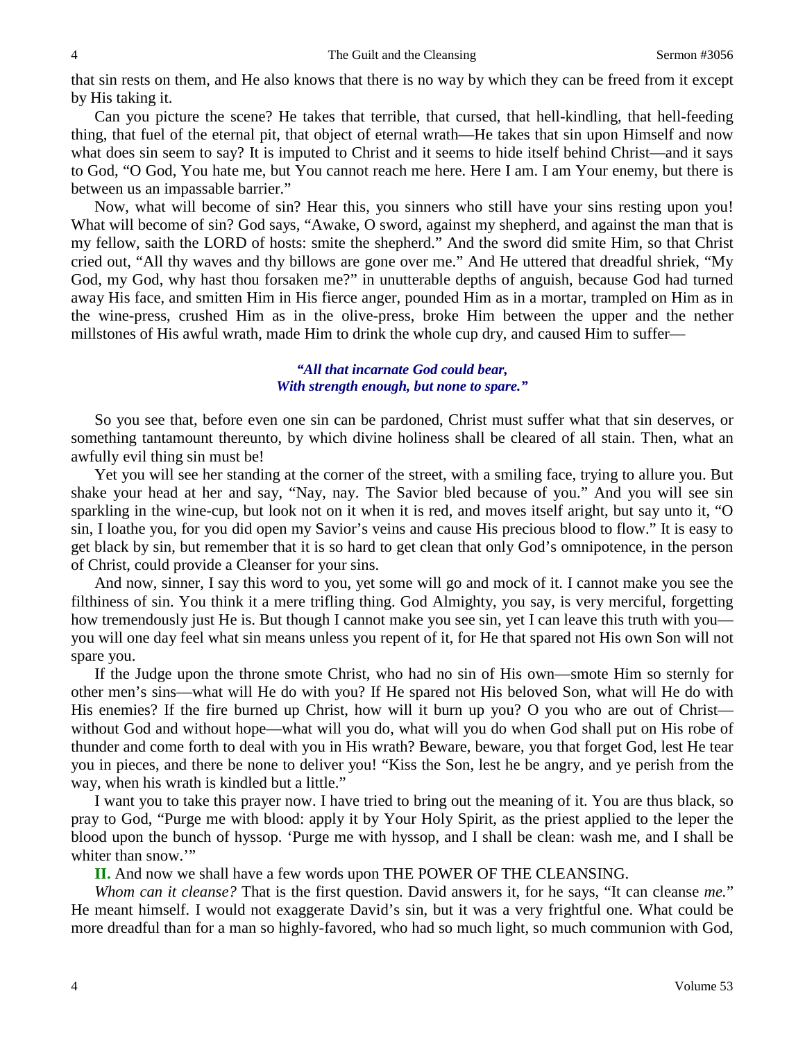that sin rests on them, and He also knows that there is no way by which they can be freed from it except by His taking it.

Can you picture the scene? He takes that terrible, that cursed, that hell-kindling, that hell-feeding thing, that fuel of the eternal pit, that object of eternal wrath—He takes that sin upon Himself and now what does sin seem to say? It is imputed to Christ and it seems to hide itself behind Christ—and it says to God, "O God, You hate me, but You cannot reach me here. Here I am. I am Your enemy, but there is between us an impassable barrier."

Now, what will become of sin? Hear this, you sinners who still have your sins resting upon you! What will become of sin? God says, "Awake, O sword, against my shepherd, and against the man that is my fellow, saith the LORD of hosts: smite the shepherd." And the sword did smite Him, so that Christ cried out, "All thy waves and thy billows are gone over me." And He uttered that dreadful shriek, "My God, my God, why hast thou forsaken me?" in unutterable depths of anguish, because God had turned away His face, and smitten Him in His fierce anger, pounded Him as in a mortar, trampled on Him as in the wine-press, crushed Him as in the olive-press, broke Him between the upper and the nether millstones of His awful wrath, made Him to drink the whole cup dry, and caused Him to suffer—

*"All that incarnate God could bear,*
*With strength enough, but none to spare."*

So you see that, before even one sin can be pardoned, Christ must suffer what that sin deserves, or something tantamount thereunto, by which divine holiness shall be cleared of all stain. Then, what an awfully evil thing sin must be!

Yet you will see her standing at the corner of the street, with a smiling face, trying to allure you. But shake your head at her and say, "Nay, nay. The Savior bled because of you." And you will see sin sparkling in the wine-cup, but look not on it when it is red, and moves itself aright, but say unto it, "O sin, I loathe you, for you did open my Savior's veins and cause His precious blood to flow." It is easy to get black by sin, but remember that it is so hard to get clean that only God's omnipotence, in the person of Christ, could provide a Cleanser for your sins.

And now, sinner, I say this word to you, yet some will go and mock of it. I cannot make you see the filthiness of sin. You think it a mere trifling thing. God Almighty, you say, is very merciful, forgetting how tremendously just He is. But though I cannot make you see sin, yet I can leave this truth with you—you will one day feel what sin means unless you repent of it, for He that spared not His own Son will not spare you.

If the Judge upon the throne smote Christ, who had no sin of His own—smote Him so sternly for other men's sins—what will He do with you? If He spared not His beloved Son, what will He do with His enemies? If the fire burned up Christ, how will it burn up you? O you who are out of Christ—without God and without hope—what will you do, what will you do when God shall put on His robe of thunder and come forth to deal with you in His wrath? Beware, beware, you that forget God, lest He tear you in pieces, and there be none to deliver you! "Kiss the Son, lest he be angry, and ye perish from the way, when his wrath is kindled but a little."

I want you to take this prayer now. I have tried to bring out the meaning of it. You are thus black, so pray to God, "Purge me with blood: apply it by Your Holy Spirit, as the priest applied to the leper the blood upon the bunch of hyssop. 'Purge me with hyssop, and I shall be clean: wash me, and I shall be whiter than snow.'"

**II.** And now we shall have a few words upon THE POWER OF THE CLEANSING.

*Whom can it cleanse?* That is the first question. David answers it, for he says, "It can cleanse *me.*" He meant himself. I would not exaggerate David's sin, but it was a very frightful one. What could be more dreadful than for a man so highly-favored, who had so much light, so much communion with God,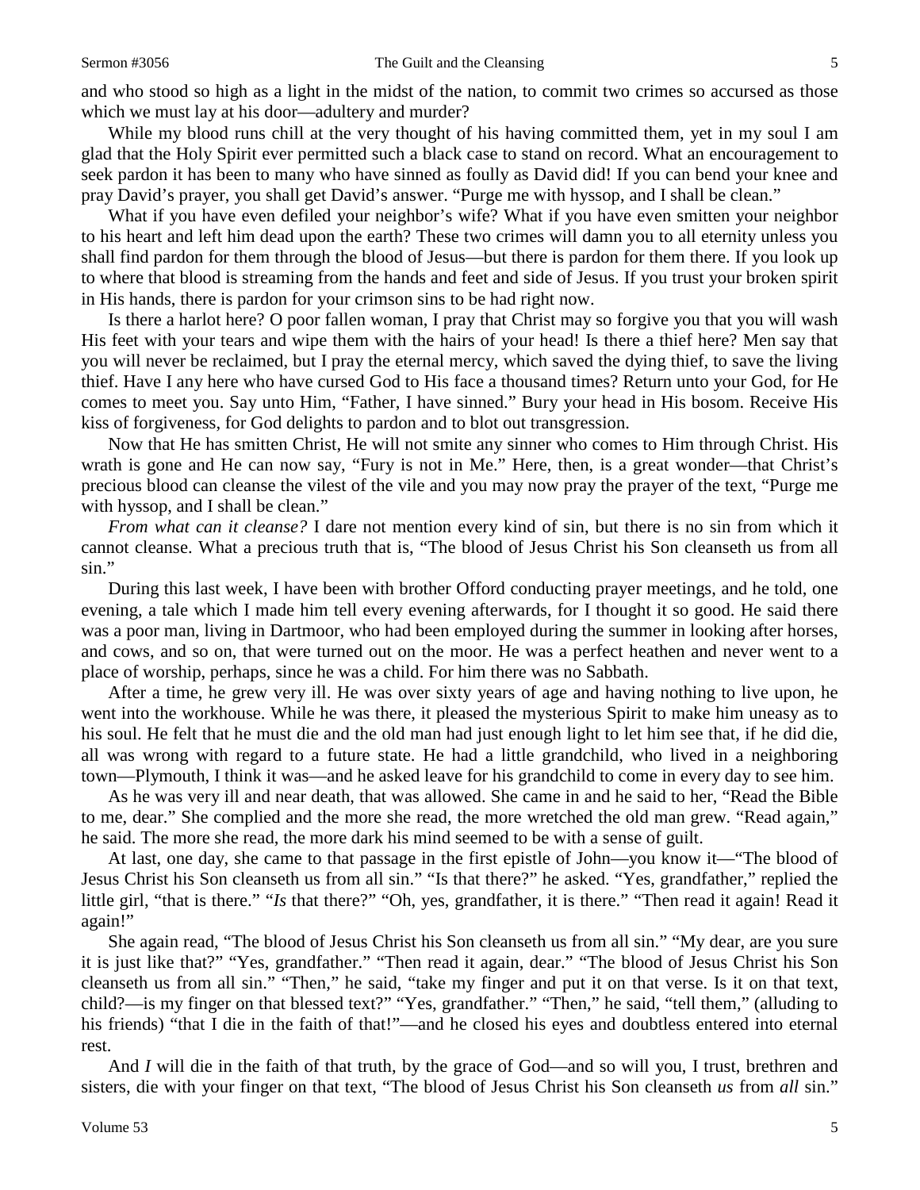and who stood so high as a light in the midst of the nation, to commit two crimes so accursed as those which we must lay at his door—adultery and murder?

While my blood runs chill at the very thought of his having committed them, yet in my soul I am glad that the Holy Spirit ever permitted such a black case to stand on record. What an encouragement to seek pardon it has been to many who have sinned as foully as David did! If you can bend your knee and pray David's prayer, you shall get David's answer. "Purge me with hyssop, and I shall be clean."

What if you have even defiled your neighbor's wife? What if you have even smitten your neighbor to his heart and left him dead upon the earth? These two crimes will damn you to all eternity unless you shall find pardon for them through the blood of Jesus—but there is pardon for them there. If you look up to where that blood is streaming from the hands and feet and side of Jesus. If you trust your broken spirit in His hands, there is pardon for your crimson sins to be had right now.

Is there a harlot here? O poor fallen woman, I pray that Christ may so forgive you that you will wash His feet with your tears and wipe them with the hairs of your head! Is there a thief here? Men say that you will never be reclaimed, but I pray the eternal mercy, which saved the dying thief, to save the living thief. Have I any here who have cursed God to His face a thousand times? Return unto your God, for He comes to meet you. Say unto Him, "Father, I have sinned." Bury your head in His bosom. Receive His kiss of forgiveness, for God delights to pardon and to blot out transgression.

Now that He has smitten Christ, He will not smite any sinner who comes to Him through Christ. His wrath is gone and He can now say, "Fury is not in Me." Here, then, is a great wonder—that Christ's precious blood can cleanse the vilest of the vile and you may now pray the prayer of the text, "Purge me with hyssop, and I shall be clean."

*From what can it cleanse?* I dare not mention every kind of sin, but there is no sin from which it cannot cleanse. What a precious truth that is, "The blood of Jesus Christ his Son cleanseth us from all sin."

During this last week, I have been with brother Offord conducting prayer meetings, and he told, one evening, a tale which I made him tell every evening afterwards, for I thought it so good. He said there was a poor man, living in Dartmoor, who had been employed during the summer in looking after horses, and cows, and so on, that were turned out on the moor. He was a perfect heathen and never went to a place of worship, perhaps, since he was a child. For him there was no Sabbath.

After a time, he grew very ill. He was over sixty years of age and having nothing to live upon, he went into the workhouse. While he was there, it pleased the mysterious Spirit to make him uneasy as to his soul. He felt that he must die and the old man had just enough light to let him see that, if he did die, all was wrong with regard to a future state. He had a little grandchild, who lived in a neighboring town—Plymouth, I think it was—and he asked leave for his grandchild to come in every day to see him.

As he was very ill and near death, that was allowed. She came in and he said to her, "Read the Bible to me, dear." She complied and the more she read, the more wretched the old man grew. "Read again," he said. The more she read, the more dark his mind seemed to be with a sense of guilt.

At last, one day, she came to that passage in the first epistle of John—you know it—"The blood of Jesus Christ his Son cleanseth us from all sin." "Is that there?" he asked. "Yes, grandfather," replied the little girl, "that is there." "*Is* that there?" "Oh, yes, grandfather, it is there." "Then read it again! Read it again!"

She again read, "The blood of Jesus Christ his Son cleanseth us from all sin." "My dear, are you sure it is just like that?" "Yes, grandfather." "Then read it again, dear." "The blood of Jesus Christ his Son cleanseth us from all sin." "Then," he said, "take my finger and put it on that verse. Is it on that text, child?—is my finger on that blessed text?" "Yes, grandfather." "Then," he said, "tell them," (alluding to his friends) "that I die in the faith of that!"—and he closed his eyes and doubtless entered into eternal rest.

And *I* will die in the faith of that truth, by the grace of God—and so will you, I trust, brethren and sisters, die with your finger on that text, "The blood of Jesus Christ his Son cleanseth *us* from *all* sin."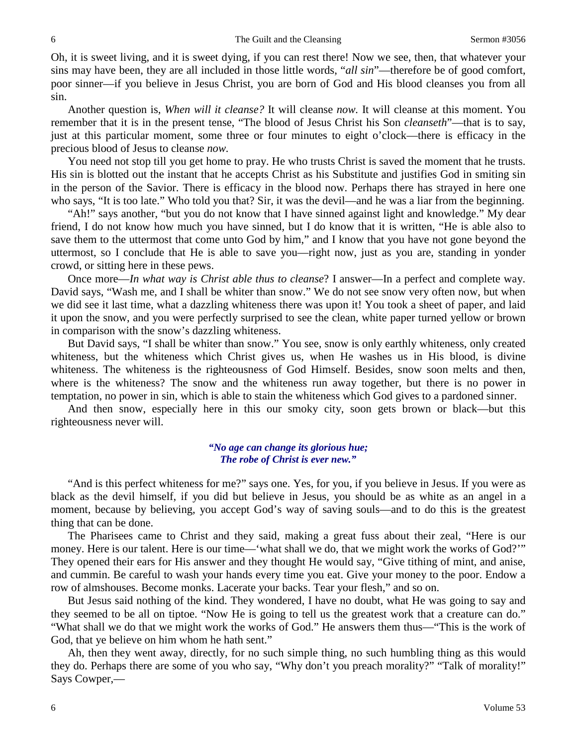Oh, it is sweet living, and it is sweet dying, if you can rest there! Now we see, then, that whatever your sins may have been, they are all included in those little words, "*all sin*"—therefore be of good comfort, poor sinner—if you believe in Jesus Christ, you are born of God and His blood cleanses you from all sin.

Another question is, *When will it cleanse?* It will cleanse *now.* It will cleanse at this moment. You remember that it is in the present tense, "The blood of Jesus Christ his Son *cleanseth*"—that is to say, just at this particular moment, some three or four minutes to eight o'clock—there is efficacy in the precious blood of Jesus to cleanse *now.*

You need not stop till you get home to pray. He who trusts Christ is saved the moment that he trusts. His sin is blotted out the instant that he accepts Christ as his Substitute and justifies God in smiting sin in the person of the Savior. There is efficacy in the blood now. Perhaps there has strayed in here one who says, "It is too late." Who told you that? Sir, it was the devil—and he was a liar from the beginning.

"Ah!" says another, "but you do not know that I have sinned against light and knowledge." My dear friend, I do not know how much you have sinned, but I do know that it is written, "He is able also to save them to the uttermost that come unto God by him," and I know that you have not gone beyond the uttermost, so I conclude that He is able to save you—right now, just as you are, standing in yonder crowd, or sitting here in these pews.

Once more—*In what way is Christ able thus to cleanse*? I answer—In a perfect and complete way. David says, "Wash me, and I shall be whiter than snow." We do not see snow very often now, but when we did see it last time, what a dazzling whiteness there was upon it! You took a sheet of paper, and laid it upon the snow, and you were perfectly surprised to see the clean, white paper turned yellow or brown in comparison with the snow's dazzling whiteness.

But David says, "I shall be whiter than snow." You see, snow is only earthly whiteness, only created whiteness, but the whiteness which Christ gives us, when He washes us in His blood, is divine whiteness. The whiteness is the righteousness of God Himself. Besides, snow soon melts and then, where is the whiteness? The snow and the whiteness run away together, but there is no power in temptation, no power in sin, which is able to stain the whiteness which God gives to a pardoned sinner.

And then snow, especially here in this our smoky city, soon gets brown or black—but this righteousness never will.

> ***"No age can change its glorious hue;***
> ***The robe of Christ is ever new."***

"And is this perfect whiteness for me?" says one. Yes, for you, if you believe in Jesus. If you were as black as the devil himself, if you did but believe in Jesus, you should be as white as an angel in a moment, because by believing, you accept God's way of saving souls—and to do this is the greatest thing that can be done.

The Pharisees came to Christ and they said, making a great fuss about their zeal, "Here is our money. Here is our talent. Here is our time—'what shall we do, that we might work the works of God?'" They opened their ears for His answer and they thought He would say, "Give tithing of mint, and anise, and cummin. Be careful to wash your hands every time you eat. Give your money to the poor. Endow a row of almshouses. Become monks. Lacerate your backs. Tear your flesh," and so on.

But Jesus said nothing of the kind. They wondered, I have no doubt, what He was going to say and they seemed to be all on tiptoe. "Now He is going to tell us the greatest work that a creature can do." "What shall we do that we might work the works of God." He answers them thus—"This is the work of God, that ye believe on him whom he hath sent."

Ah, then they went away, directly, for no such simple thing, no such humbling thing as this would they do. Perhaps there are some of you who say, "Why don't you preach morality?" "Talk of morality!" Says Cowper,—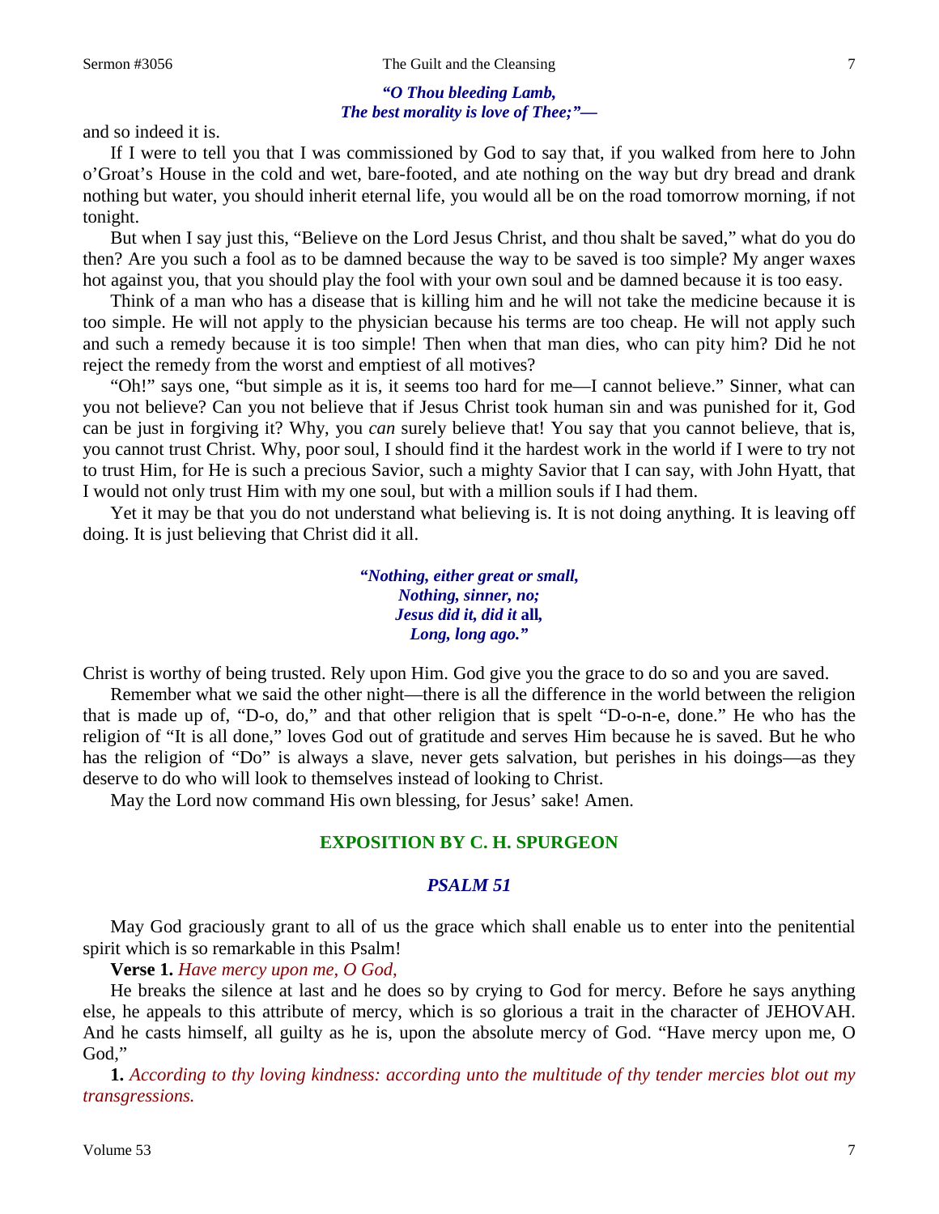*"O Thou bleeding Lamb,*
*The best morality is love of Thee;"—*

and so indeed it is.

If I were to tell you that I was commissioned by God to say that, if you walked from here to John o'Groat's House in the cold and wet, bare-footed, and ate nothing on the way but dry bread and drank nothing but water, you should inherit eternal life, you would all be on the road tomorrow morning, if not tonight.

But when I say just this, "Believe on the Lord Jesus Christ, and thou shalt be saved," what do you do then? Are you such a fool as to be damned because the way to be saved is too simple? My anger waxes hot against you, that you should play the fool with your own soul and be damned because it is too easy.

Think of a man who has a disease that is killing him and he will not take the medicine because it is too simple. He will not apply to the physician because his terms are too cheap. He will not apply such and such a remedy because it is too simple! Then when that man dies, who can pity him? Did he not reject the remedy from the worst and emptiest of all motives?

"Oh!" says one, "but simple as it is, it seems too hard for me—I cannot believe." Sinner, what can you not believe? Can you not believe that if Jesus Christ took human sin and was punished for it, God can be just in forgiving it? Why, you *can* surely believe that! You say that you cannot believe, that is, you cannot trust Christ. Why, poor soul, I should find it the hardest work in the world if I were to try not to trust Him, for He is such a precious Savior, such a mighty Savior that I can say, with John Hyatt, that I would not only trust Him with my one soul, but with a million souls if I had them.

Yet it may be that you do not understand what believing is. It is not doing anything. It is leaving off doing. It is just believing that Christ did it all.

*"Nothing, either great or small,*
*Nothing, sinner, no;*
*Jesus did it, did it* **all***,*
*Long, long ago."*

Christ is worthy of being trusted. Rely upon Him. God give you the grace to do so and you are saved.

Remember what we said the other night—there is all the difference in the world between the religion that is made up of, "D-o, do," and that other religion that is spelt "D-o-n-e, done." He who has the religion of "It is all done," loves God out of gratitude and serves Him because he is saved. But he who has the religion of "Do" is always a slave, never gets salvation, but perishes in his doings—as they deserve to do who will look to themselves instead of looking to Christ.

May the Lord now command His own blessing, for Jesus' sake! Amen.

## EXPOSITION BY C. H. SPURGEON

### *PSALM 51*

May God graciously grant to all of us the grace which shall enable us to enter into the penitential spirit which is so remarkable in this Psalm!

**Verse 1.** *Have mercy upon me, O God,*

He breaks the silence at last and he does so by crying to God for mercy. Before he says anything else, he appeals to this attribute of mercy, which is so glorious a trait in the character of JEHOVAH. And he casts himself, all guilty as he is, upon the absolute mercy of God. "Have mercy upon me, O God,"

**1.** *According to thy loving kindness: according unto the multitude of thy tender mercies blot out my transgressions.*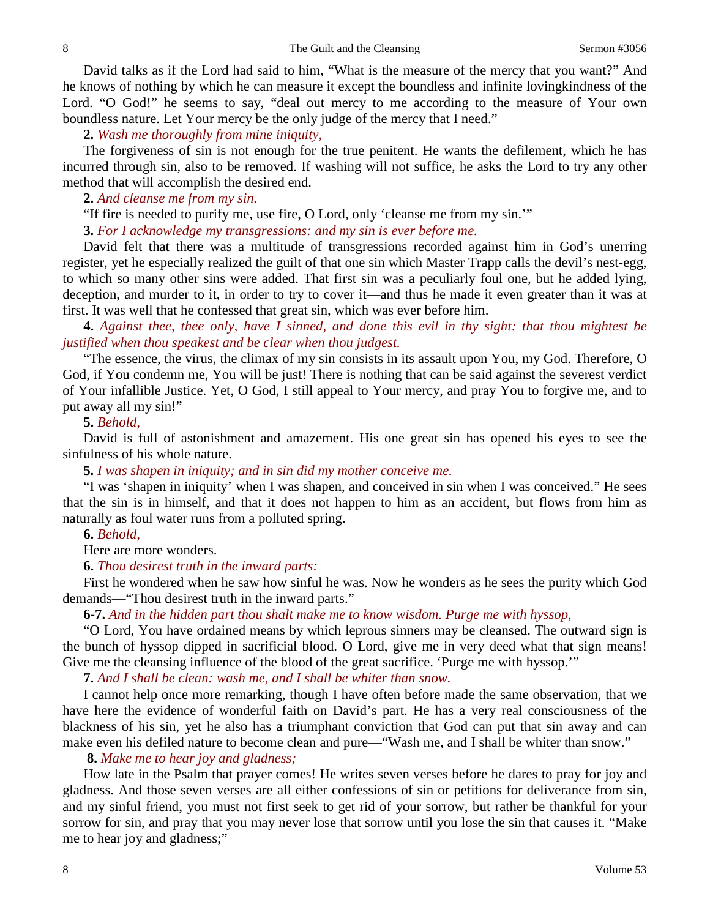David talks as if the Lord had said to him, "What is the measure of the mercy that you want?" And he knows of nothing by which he can measure it except the boundless and infinite lovingkindness of the Lord. "O God!" he seems to say, "deal out mercy to me according to the measure of Your own boundless nature. Let Your mercy be the only judge of the mercy that I need."

**2.** *Wash me thoroughly from mine iniquity,*

The forgiveness of sin is not enough for the true penitent. He wants the defilement, which he has incurred through sin, also to be removed. If washing will not suffice, he asks the Lord to try any other method that will accomplish the desired end.

**2.** *And cleanse me from my sin.*

"If fire is needed to purify me, use fire, O Lord, only 'cleanse me from my sin.'"

**3.** *For I acknowledge my transgressions: and my sin is ever before me.*

David felt that there was a multitude of transgressions recorded against him in God's unerring register, yet he especially realized the guilt of that one sin which Master Trapp calls the devil's nest-egg, to which so many other sins were added. That first sin was a peculiarly foul one, but he added lying, deception, and murder to it, in order to try to cover it—and thus he made it even greater than it was at first. It was well that he confessed that great sin, which was ever before him.

**4.** *Against thee, thee only, have I sinned, and done this evil in thy sight: that thou mightest be justified when thou speakest and be clear when thou judgest.*

"The essence, the virus, the climax of my sin consists in its assault upon You, my God. Therefore, O God, if You condemn me, You will be just! There is nothing that can be said against the severest verdict of Your infallible Justice. Yet, O God, I still appeal to Your mercy, and pray You to forgive me, and to put away all my sin!"

**5.** *Behold,*

David is full of astonishment and amazement. His one great sin has opened his eyes to see the sinfulness of his whole nature.

**5.** *I was shapen in iniquity; and in sin did my mother conceive me.*

"I was 'shapen in iniquity' when I was shapen, and conceived in sin when I was conceived." He sees that the sin is in himself, and that it does not happen to him as an accident, but flows from him as naturally as foul water runs from a polluted spring.

**6.** *Behold,*

Here are more wonders.

**6.** *Thou desirest truth in the inward parts:*

First he wondered when he saw how sinful he was. Now he wonders as he sees the purity which God demands—"Thou desirest truth in the inward parts."

**6-7.** *And in the hidden part thou shalt make me to know wisdom. Purge me with hyssop,*

"O Lord, You have ordained means by which leprous sinners may be cleansed. The outward sign is the bunch of hyssop dipped in sacrificial blood. O Lord, give me in very deed what that sign means! Give me the cleansing influence of the blood of the great sacrifice. 'Purge me with hyssop.'"

**7.** *And I shall be clean: wash me, and I shall be whiter than snow.*

I cannot help once more remarking, though I have often before made the same observation, that we have here the evidence of wonderful faith on David's part. He has a very real consciousness of the blackness of his sin, yet he also has a triumphant conviction that God can put that sin away and can make even his defiled nature to become clean and pure—"Wash me, and I shall be whiter than snow."

**8.** *Make me to hear joy and gladness;*

How late in the Psalm that prayer comes! He writes seven verses before he dares to pray for joy and gladness. And those seven verses are all either confessions of sin or petitions for deliverance from sin, and my sinful friend, you must not first seek to get rid of your sorrow, but rather be thankful for your sorrow for sin, and pray that you may never lose that sorrow until you lose the sin that causes it. "Make me to hear joy and gladness;"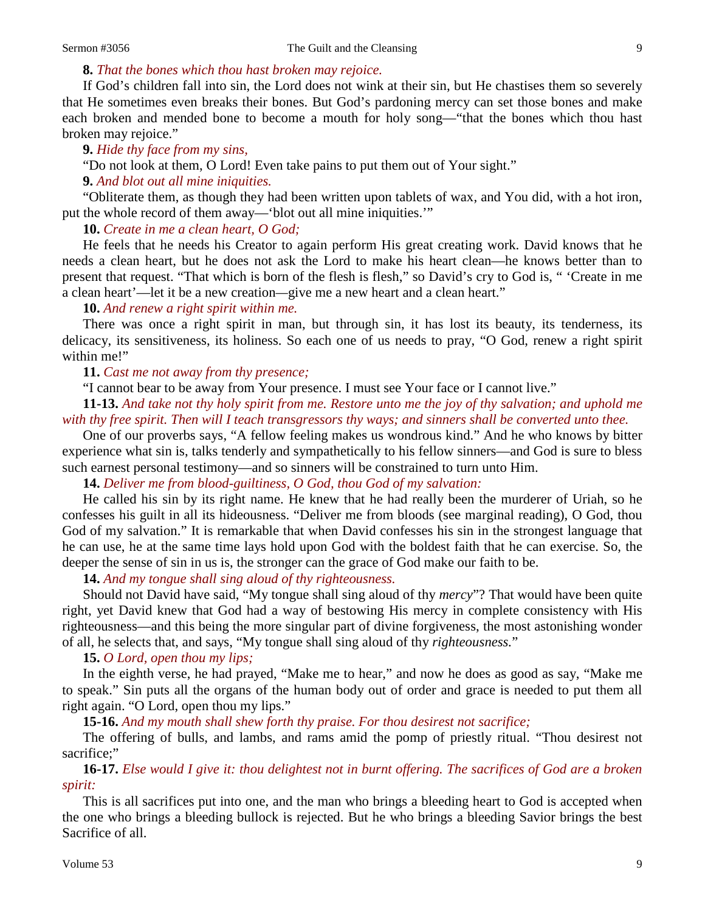**8.** *That the bones which thou hast broken may rejoice.*

If God's children fall into sin, the Lord does not wink at their sin, but He chastises them so severely that He sometimes even breaks their bones. But God's pardoning mercy can set those bones and make each broken and mended bone to become a mouth for holy song—"that the bones which thou hast broken may rejoice."

**9.** *Hide thy face from my sins,*

"Do not look at them, O Lord! Even take pains to put them out of Your sight."

**9.** *And blot out all mine iniquities.*

"Obliterate them, as though they had been written upon tablets of wax, and You did, with a hot iron, put the whole record of them away—'blot out all mine iniquities.'"

**10.** *Create in me a clean heart, O God;*

He feels that he needs his Creator to again perform His great creating work. David knows that he needs a clean heart, but he does not ask the Lord to make his heart clean—he knows better than to present that request. "That which is born of the flesh is flesh," so David's cry to God is, " 'Create in me a clean heart'—let it be a new creation—give me a new heart and a clean heart."

**10.** *And renew a right spirit within me.*

There was once a right spirit in man, but through sin, it has lost its beauty, its tenderness, its delicacy, its sensitiveness, its holiness. So each one of us needs to pray, "O God, renew a right spirit within me!"

**11.** *Cast me not away from thy presence;*

"I cannot bear to be away from Your presence. I must see Your face or I cannot live."

**11-13.** *And take not thy holy spirit from me. Restore unto me the joy of thy salvation; and uphold me with thy free spirit. Then will I teach transgressors thy ways; and sinners shall be converted unto thee.*

One of our proverbs says, "A fellow feeling makes us wondrous kind." And he who knows by bitter experience what sin is, talks tenderly and sympathetically to his fellow sinners—and God is sure to bless such earnest personal testimony—and so sinners will be constrained to turn unto Him.

**14.** *Deliver me from blood-guiltiness, O God, thou God of my salvation:*

He called his sin by its right name. He knew that he had really been the murderer of Uriah, so he confesses his guilt in all its hideousness. "Deliver me from bloods (see marginal reading), O God, thou God of my salvation." It is remarkable that when David confesses his sin in the strongest language that he can use, he at the same time lays hold upon God with the boldest faith that he can exercise. So, the deeper the sense of sin in us is, the stronger can the grace of God make our faith to be.

**14.** *And my tongue shall sing aloud of thy righteousness.*

Should not David have said, "My tongue shall sing aloud of thy *mercy*"? That would have been quite right, yet David knew that God had a way of bestowing His mercy in complete consistency with His righteousness—and this being the more singular part of divine forgiveness, the most astonishing wonder of all, he selects that, and says, "My tongue shall sing aloud of thy *righteousness.*"

**15.** *O Lord, open thou my lips;*

In the eighth verse, he had prayed, "Make me to hear," and now he does as good as say, "Make me to speak." Sin puts all the organs of the human body out of order and grace is needed to put them all right again. "O Lord, open thou my lips."

**15-16.** *And my mouth shall shew forth thy praise. For thou desirest not sacrifice;*

The offering of bulls, and lambs, and rams amid the pomp of priestly ritual. "Thou desirest not sacrifice;"

**16-17.** *Else would I give it: thou delightest not in burnt offering. The sacrifices of God are a broken spirit:*

This is all sacrifices put into one, and the man who brings a bleeding heart to God is accepted when the one who brings a bleeding bullock is rejected. But he who brings a bleeding Savior brings the best Sacrifice of all.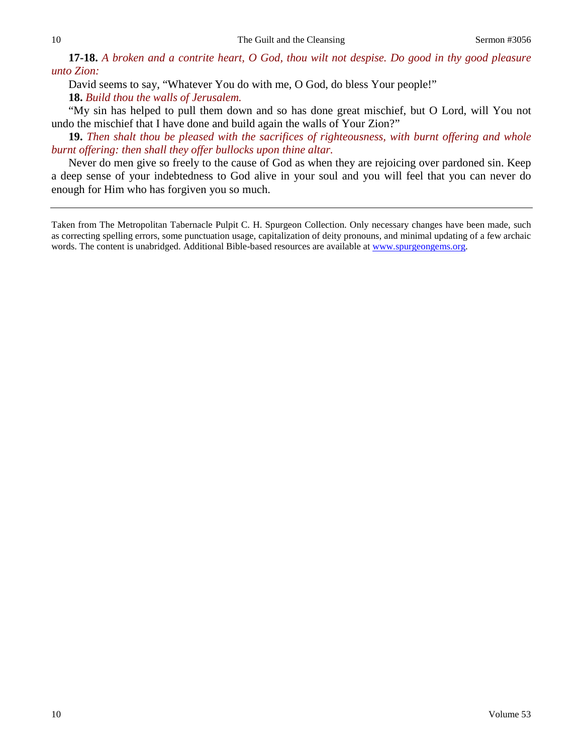**17-18.** *A broken and a contrite heart, O God, thou wilt not despise. Do good in thy good pleasure unto Zion:*

David seems to say, "Whatever You do with me, O God, do bless Your people!"

**18.** *Build thou the walls of Jerusalem.*

"My sin has helped to pull them down and so has done great mischief, but O Lord, will You not undo the mischief that I have done and build again the walls of Your Zion?"

**19.** *Then shalt thou be pleased with the sacrifices of righteousness, with burnt offering and whole burnt offering: then shall they offer bullocks upon thine altar.*

Never do men give so freely to the cause of God as when they are rejoicing over pardoned sin. Keep a deep sense of your indebtedness to God alive in your soul and you will feel that you can never do enough for Him who has forgiven you so much.

---

Taken from The Metropolitan Tabernacle Pulpit C. H. Spurgeon Collection. Only necessary changes have been made, such as correcting spelling errors, some punctuation usage, capitalization of deity pronouns, and minimal updating of a few archaic words. The content is unabridged. Additional Bible-based resources are available at www.spurgeongems.org.